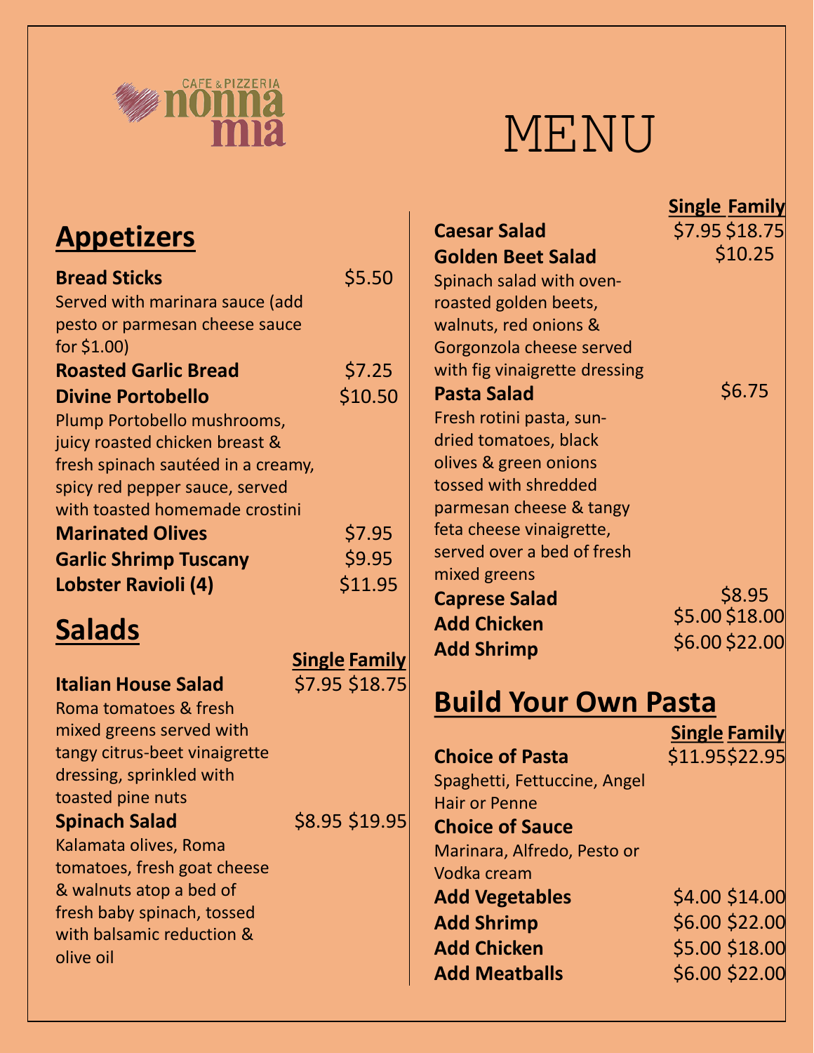CAFE & PIZZERIA
nonna mia

# MENU

## Appetizers

**Bread Sticks** $5.50
Served with marinara sauce (add pesto or parmesan cheese sauce for $1.00)

**Roasted Garlic Bread** $7.25

**Divine Portobello** $10.50
Plump Portobello mushrooms, juicy roasted chicken breast & fresh spinach sautéed in a creamy, spicy red pepper sauce, served with toasted homemade crostini

**Marinated Olives** $7.95

**Garlic Shrimp Tuscany** $9.95

**Lobster Ravioli (4)** $11.95

## Salads

| | Single | Family |
|---|---|---|
| **Italian House Salad**<br>Roma tomatoes & fresh mixed greens served with tangy citrus-beet vinaigrette dressing, sprinkled with toasted pine nuts | $7.95 | $18.75 |
| **Spinach Salad**<br>Kalamata olives, Roma tomatoes, fresh goat cheese & walnuts atop a bed of fresh baby spinach, tossed with balsamic reduction & olive oil | $8.95 | $19.95 |
| **Caesar Salad** | $7.95 | $18.75 |
| **Golden Beet Salad**<br>Spinach salad with oven-roasted golden beets, walnuts, red onions & Gorgonzola cheese served with fig vinaigrette dressing | $10.25 | |
| **Pasta Salad**<br>Fresh rotini pasta, sun-dried tomatoes, black olives & green onions tossed with shredded parmesan cheese & tangy feta cheese vinaigrette, served over a bed of fresh mixed greens | $6.75 | |
| **Caprese Salad** | $8.95 | |
| **Add Chicken** | $5.00 | $18.00 |
| **Add Shrimp** | $6.00 | $22.00 |

## Build Your Own Pasta

| | Single | Family |
|---|---|---|
| **Choice of Pasta**<br>Spaghetti, Fettuccine, Angel Hair or Penne | $11.95 | $22.95 |
| **Choice of Sauce**<br>Marinara, Alfredo, Pesto or Vodka cream | | |
| **Add Vegetables** | $4.00 | $14.00 |
| **Add Shrimp** | $6.00 | $22.00 |
| **Add Chicken** | $5.00 | $18.00 |
| **Add Meatballs** | $6.00 | $22.00 |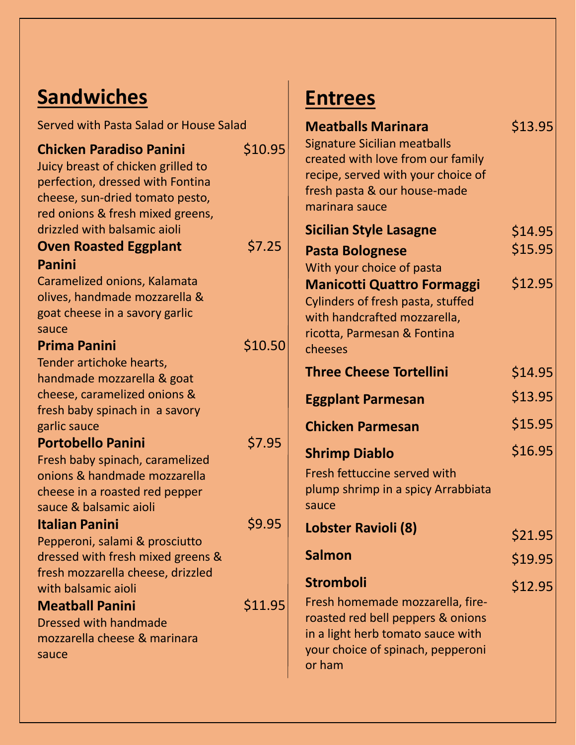## Sandwiches

Served with Pasta Salad or House Salad

**Chicken Paradiso Panini** $10.95
Juicy breast of chicken grilled to perfection, dressed with Fontina cheese, sun-dried tomato pesto, red onions & fresh mixed greens, drizzled with balsamic aioli

**Oven Roasted Eggplant Panini** $7.25
Caramelized onions, Kalamata olives, handmade mozzarella & goat cheese in a savory garlic sauce

**Prima Panini** $10.50
Tender artichoke hearts, handmade mozzarella & goat cheese, caramelized onions & fresh baby spinach in a savory garlic sauce

**Portobello Panini** $7.95
Fresh baby spinach, caramelized onions & handmade mozzarella cheese in a roasted red pepper sauce & balsamic aioli

**Italian Panini** $9.95
Pepperoni, salami & prosciutto dressed with fresh mixed greens & fresh mozzarella cheese, drizzled with balsamic aioli

**Meatball Panini** $11.95
Dressed with handmade mozzarella cheese & marinara sauce

## Entrees

**Meatballs Marinara** $13.95
Signature Sicilian meatballs created with love from our family recipe, served with your choice of fresh pasta & our house-made marinara sauce

**Sicilian Style Lasagne** $14.95

**Pasta Bolognese** $15.95
With your choice of pasta

**Manicotti Quattro Formaggi** $12.95
Cylinders of fresh pasta, stuffed with handcrafted mozzarella, ricotta, Parmesan & Fontina cheeses

**Three Cheese Tortellini** $14.95

**Eggplant Parmesan** $13.95

**Chicken Parmesan** $15.95

**Shrimp Diablo** $16.95
Fresh fettuccine served with plump shrimp in a spicy Arrabbiata sauce

**Lobster Ravioli (8)** $21.95

**Salmon** $19.95

**Stromboli** $12.95
Fresh homemade mozzarella, fire-roasted red bell peppers & onions in a light herb tomato sauce with your choice of spinach, pepperoni or ham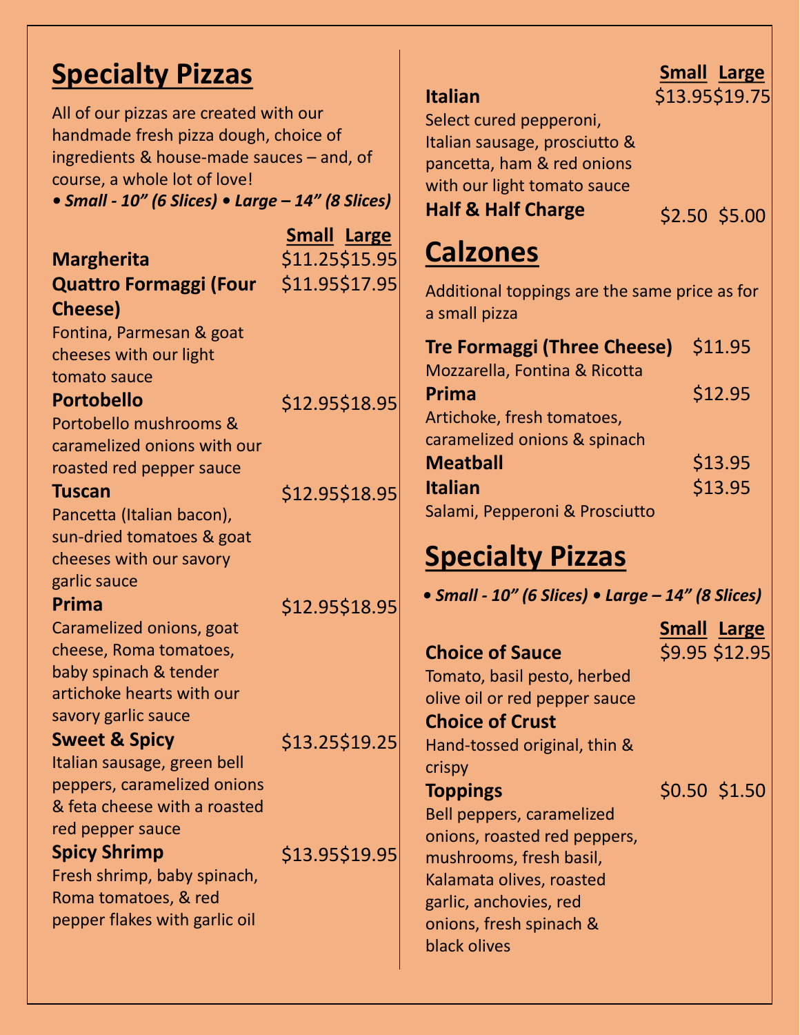## Specialty Pizzas

All of our pizzas are created with our handmade fresh pizza dough, choice of ingredients & house-made sauces – and, of course, a whole lot of love!

***• Small - 10” (6 Slices) • Large – 14” (8 Slices)***

| | Small | Large |
|---|---|---|
| **Margherita** | $11.25 | $15.95 |
| **Quattro Formaggi (Four Cheese)**<br>Fontina, Parmesan & goat cheeses with our light tomato sauce | $11.95 | $17.95 |
| **Portobello**<br>Portobello mushrooms & caramelized onions with our roasted red pepper sauce | $12.95 | $18.95 |
| **Tuscan**<br>Pancetta (Italian bacon), sun-dried tomatoes & goat cheeses with our savory garlic sauce | $12.95 | $18.95 |
| **Prima**<br>Caramelized onions, goat cheese, Roma tomatoes, baby spinach & tender artichoke hearts with our savory garlic sauce | $12.95 | $18.95 |
| **Sweet & Spicy**<br>Italian sausage, green bell peppers, caramelized onions & feta cheese with a roasted red pepper sauce | $13.25 | $19.25 |
| **Spicy Shrimp**<br>Fresh shrimp, baby spinach, Roma tomatoes, & red pepper flakes with garlic oil | $13.95 | $19.95 |
| **Italian**<br>Select cured pepperoni, Italian sausage, prosciutto & pancetta, ham & red onions with our light tomato sauce | $13.95 | $19.75 |
| **Half & Half Charge** | $2.50 | $5.00 |

## Calzones

Additional toppings are the same price as for a small pizza

| | |
|---|---|
| **Tre Formaggi (Three Cheese)**<br>Mozzarella, Fontina & Ricotta | $11.95 |
| **Prima**<br>Artichoke, fresh tomatoes, caramelized onions & spinach | $12.95 |
| **Meatball** | $13.95 |
| **Italian**<br>Salami, Pepperoni & Prosciutto | $13.95 |

## Specialty Pizzas

***• Small - 10” (6 Slices) • Large – 14” (8 Slices)***

| | Small | Large |
|---|---|---|
| **Choice of Sauce**<br>Tomato, basil pesto, herbed olive oil or red pepper sauce | $9.95 | $12.95 |
| **Choice of Crust**<br>Hand-tossed original, thin & crispy | | |
| **Toppings**<br>Bell peppers, caramelized onions, roasted red peppers, mushrooms, fresh basil, Kalamata olives, roasted garlic, anchovies, red onions, fresh spinach & black olives | $0.50 | $1.50 |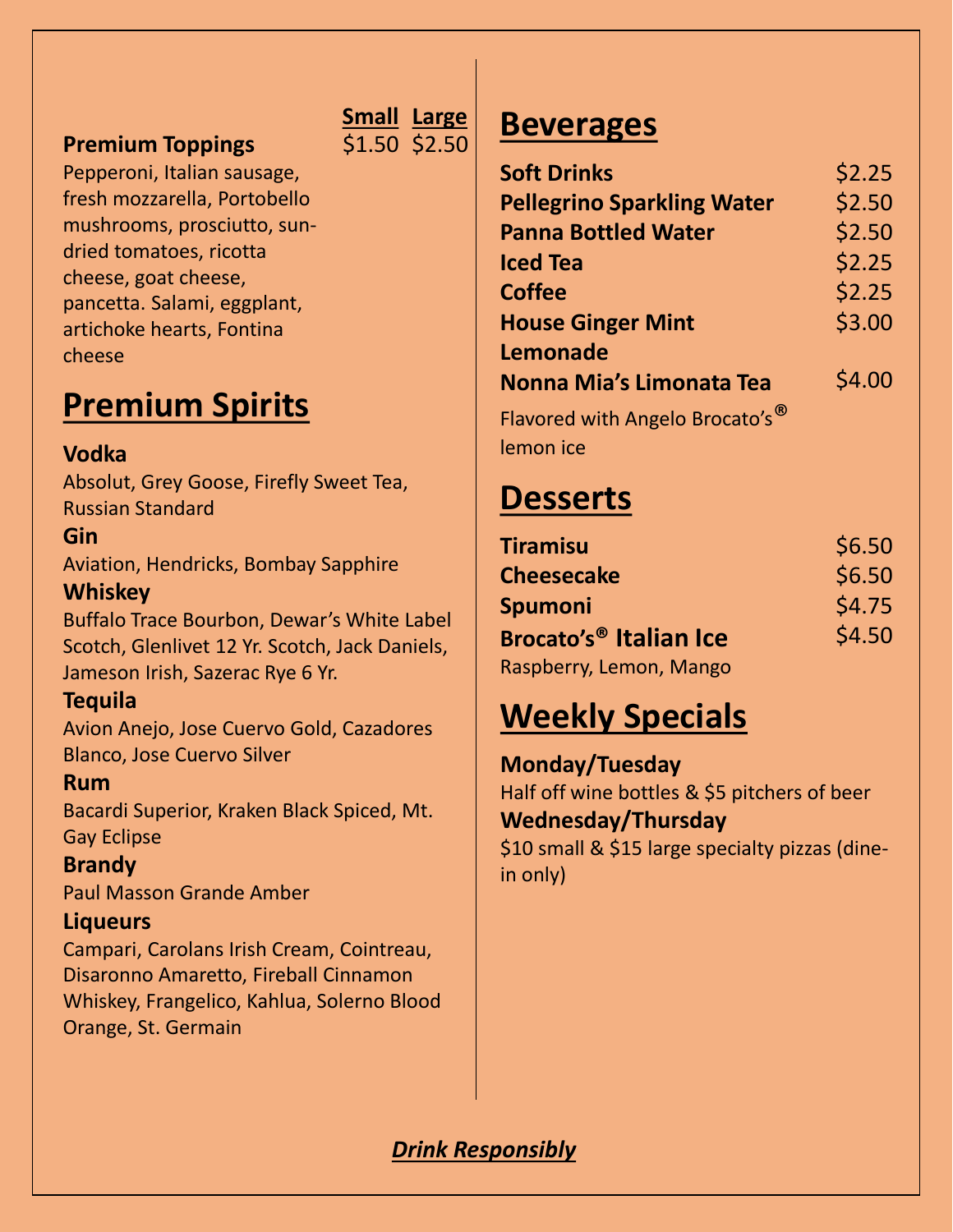| | Small | Large |
|---|---|---|
| **Premium Toppings** | $1.50 | $2.50 |

Pepperoni, Italian sausage, fresh mozzarella, Portobello mushrooms, prosciutto, sun-dried tomatoes, ricotta cheese, goat cheese, pancetta. Salami, eggplant, artichoke hearts, Fontina cheese

## Premium Spirits

**Vodka**
Absolut, Grey Goose, Firefly Sweet Tea, Russian Standard

**Gin**
Aviation, Hendricks, Bombay Sapphire

**Whiskey**
Buffalo Trace Bourbon, Dewar's White Label Scotch, Glenlivet 12 Yr. Scotch, Jack Daniels, Jameson Irish, Sazerac Rye 6 Yr.

**Tequila**
Avion Anejo, Jose Cuervo Gold, Cazadores Blanco, Jose Cuervo Silver

**Rum**
Bacardi Superior, Kraken Black Spiced, Mt. Gay Eclipse

**Brandy**
Paul Masson Grande Amber

**Liqueurs**
Campari, Carolans Irish Cream, Cointreau, Disaronno Amaretto, Fireball Cinnamon Whiskey, Frangelico, Kahlua, Solerno Blood Orange, St. Germain

## Beverages

| | |
|---|---|
| **Soft Drinks** | $2.25 |
| **Pellegrino Sparkling Water** | $2.50 |
| **Panna Bottled Water** | $2.50 |
| **Iced Tea** | $2.25 |
| **Coffee** | $2.25 |
| **House Ginger Mint Lemonade** | $3.00 |
| **Nonna Mia's Limonata Tea** | $4.00 |

Flavored with Angelo Brocato's® lemon ice

## Desserts

| | |
|---|---|
| **Tiramisu** | $6.50 |
| **Cheesecake** | $6.50 |
| **Spumoni** | $4.75 |
| **Brocato's® Italian Ice** | $4.50 |

Raspberry, Lemon, Mango

## Weekly Specials

**Monday/Tuesday**
Half off wine bottles & $5 pitchers of beer

**Wednesday/Thursday**
$10 small & $15 large specialty pizzas (dine-in only)

***Drink Responsibly***